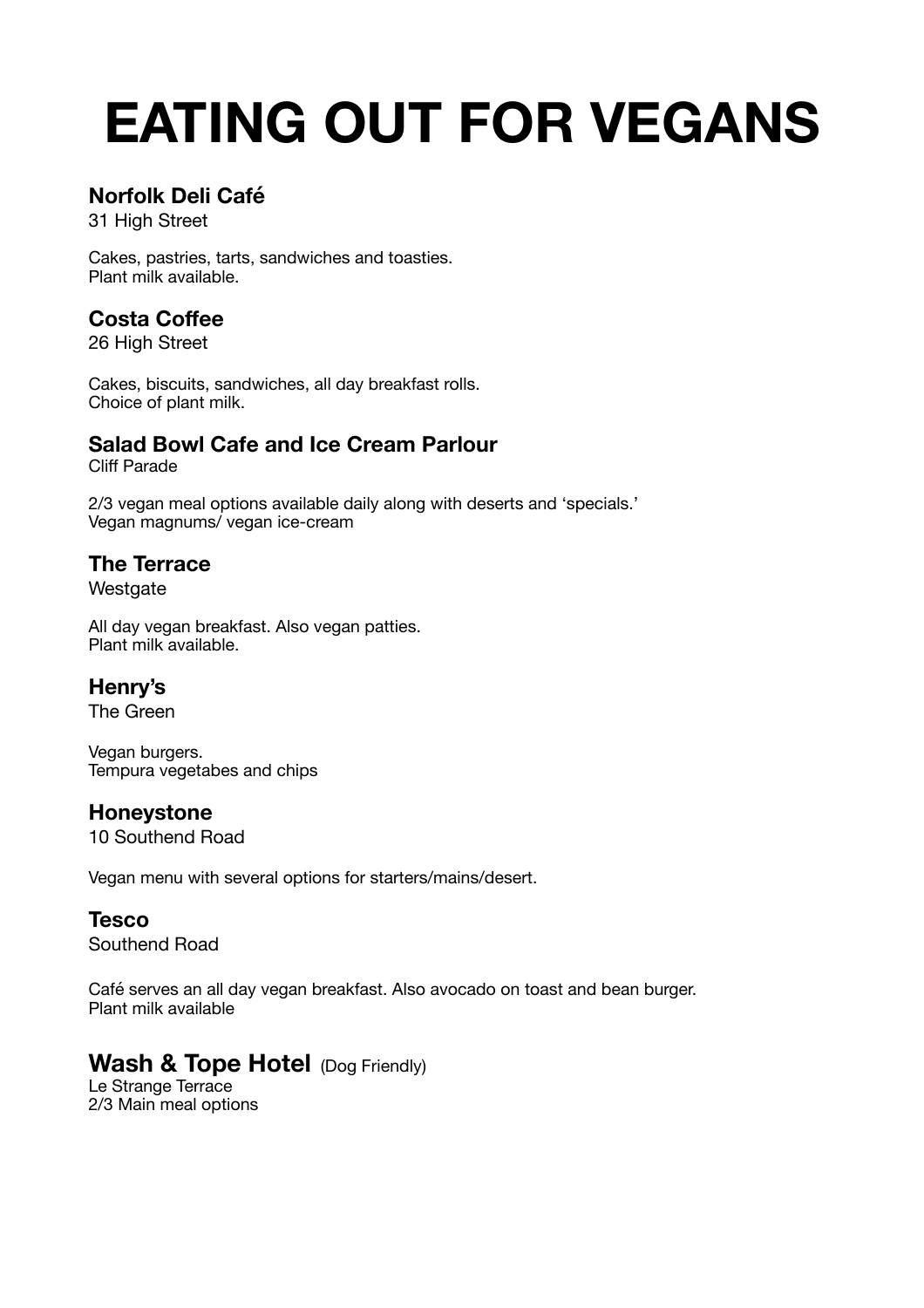# EATING OUT FOR VEGANS

### Norfolk Deli Café

31 High Street

Cakes, pastries, tarts, sandwiches and toasties.
Plant milk available.

### Costa Coffee

26 High Street

Cakes, biscuits, sandwiches, all day breakfast rolls.
Choice of plant milk.

### Salad Bowl Cafe and Ice Cream Parlour

Cliff Parade

2/3 vegan meal options available daily along with deserts and 'specials.'
Vegan magnums/ vegan ice-cream

### The Terrace

Westgate

All day vegan breakfast. Also vegan patties.
Plant milk available.

### Henry's

The Green

Vegan burgers.
Tempura vegetabes and chips

### Honeystone

10 Southend Road

Vegan menu with several options for starters/mains/desert.

### Tesco

Southend Road

Café serves an all day vegan breakfast. Also avocado on toast and bean burger.
Plant milk available

### Wash & Tope Hotel (Dog Friendly)

Le Strange Terrace
2/3 Main meal options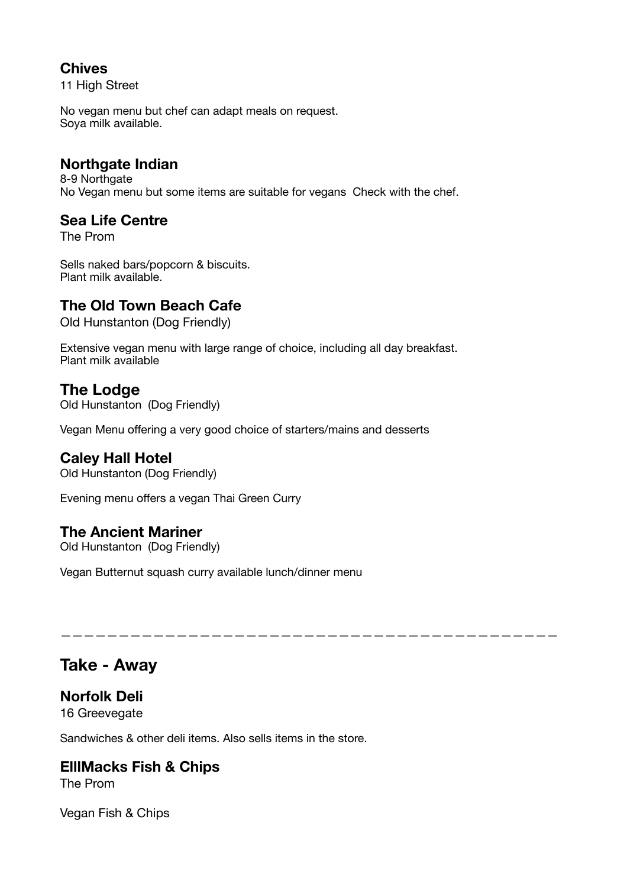### Chives

11 High Street

No vegan menu but chef can adapt meals on request.
Soya milk available.

### Northgate Indian

8-9 Northgate
No Vegan menu but some items are suitable for vegans  Check with the chef.

### Sea Life Centre

The Prom

Sells naked bars/popcorn & biscuits.
Plant milk available.

### The Old Town Beach Cafe

Old Hunstanton (Dog Friendly)

Extensive vegan menu with large range of choice, including all day breakfast.
Plant milk available

### The Lodge

Old Hunstanton  (Dog Friendly)

Vegan Menu offering a very good choice of starters/mains and desserts

### Caley Hall Hotel

Old Hunstanton (Dog Friendly)

Evening menu offers a vegan Thai Green Curry

### The Ancient Mariner

Old Hunstanton  (Dog Friendly)

Vegan Butternut squash curry available lunch/dinner menu

---

## Take - Away

### Norfolk Deli

16 Greevegate

Sandwiches & other deli items. Also sells items in the store.

### ElllMacks Fish & Chips

The Prom

Vegan Fish & Chips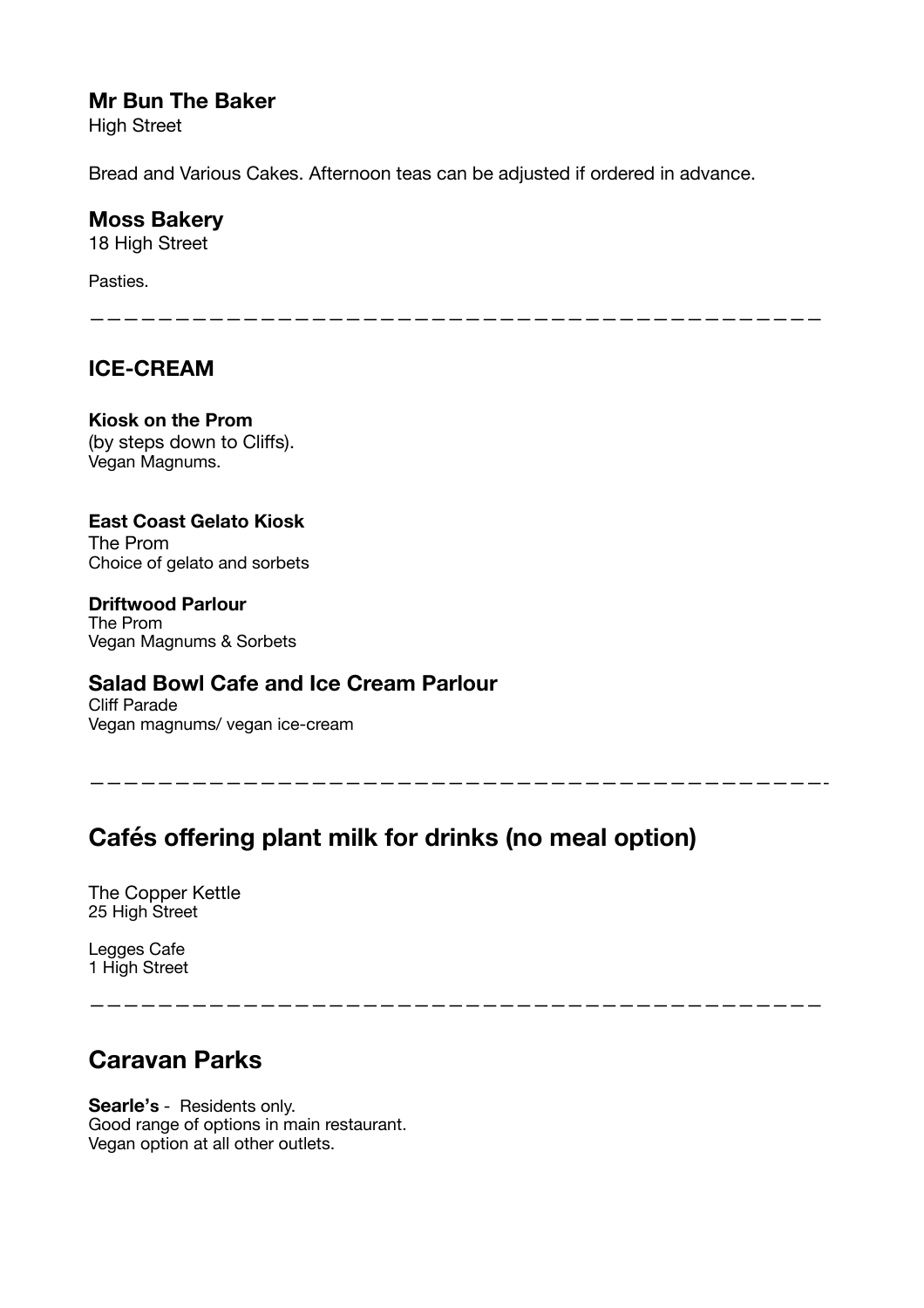### Mr Bun The Baker

High Street

Bread and Various Cakes. Afternoon teas can be adjusted if ordered in advance.

### Moss Bakery

18 High Street

Pasties.

---

### ICE-CREAM

**Kiosk on the Prom**
(by steps down to Cliffs).
Vegan Magnums.

**East Coast Gelato Kiosk**
The Prom
Choice of gelato and sorbets

**Driftwood Parlour**
The Prom
Vegan Magnums & Sorbets

### Salad Bowl Cafe and Ice Cream Parlour

Cliff Parade
Vegan magnums/ vegan ice-cream

---

## Cafés offering plant milk for drinks (no meal option)

The Copper Kettle
25 High Street

Legges Cafe
1 High Street

---

## Caravan Parks

**Searle's** - Residents only.
Good range of options in main restaurant.
Vegan option at all other outlets.